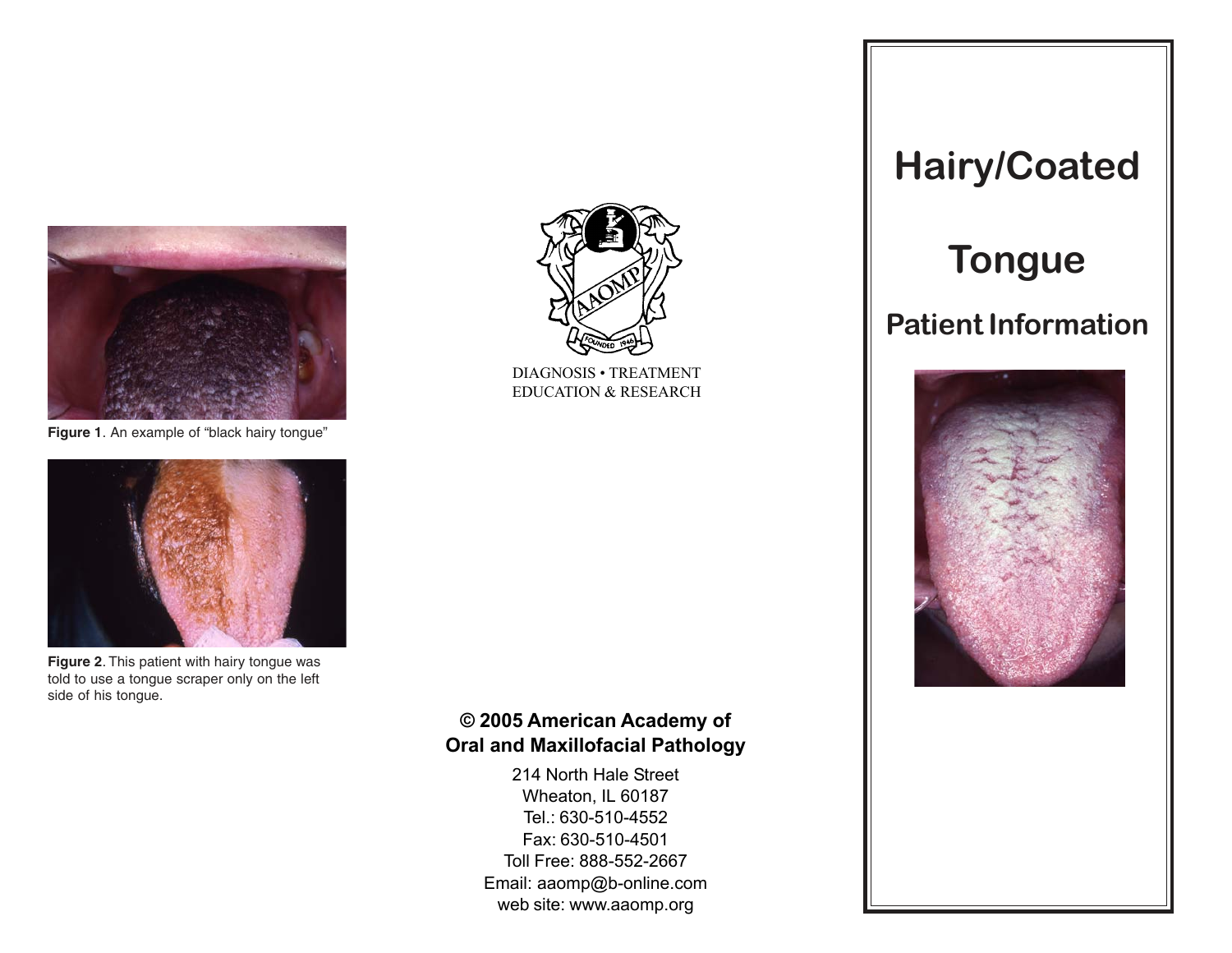Figure 1. An example of “black hairy tongue”

Figure 2. This patient with hairy tongue was told to use a tongue scraper only on the left side of his tongue.

DIAGNOSIS • TREATMENT
EDUCATION & RESEARCH

**© 2005 American Academy of Oral and Maxillofacial Pathology**

214 North Hale Street
Wheaton, IL 60187
Tel.: 630-510-4552
Fax: 630-510-4501
Toll Free: 888-552-2667
Email: aaomp@b-online.com
web site: www.aaomp.org

# Hairy/Coated Tongue

## Patient Information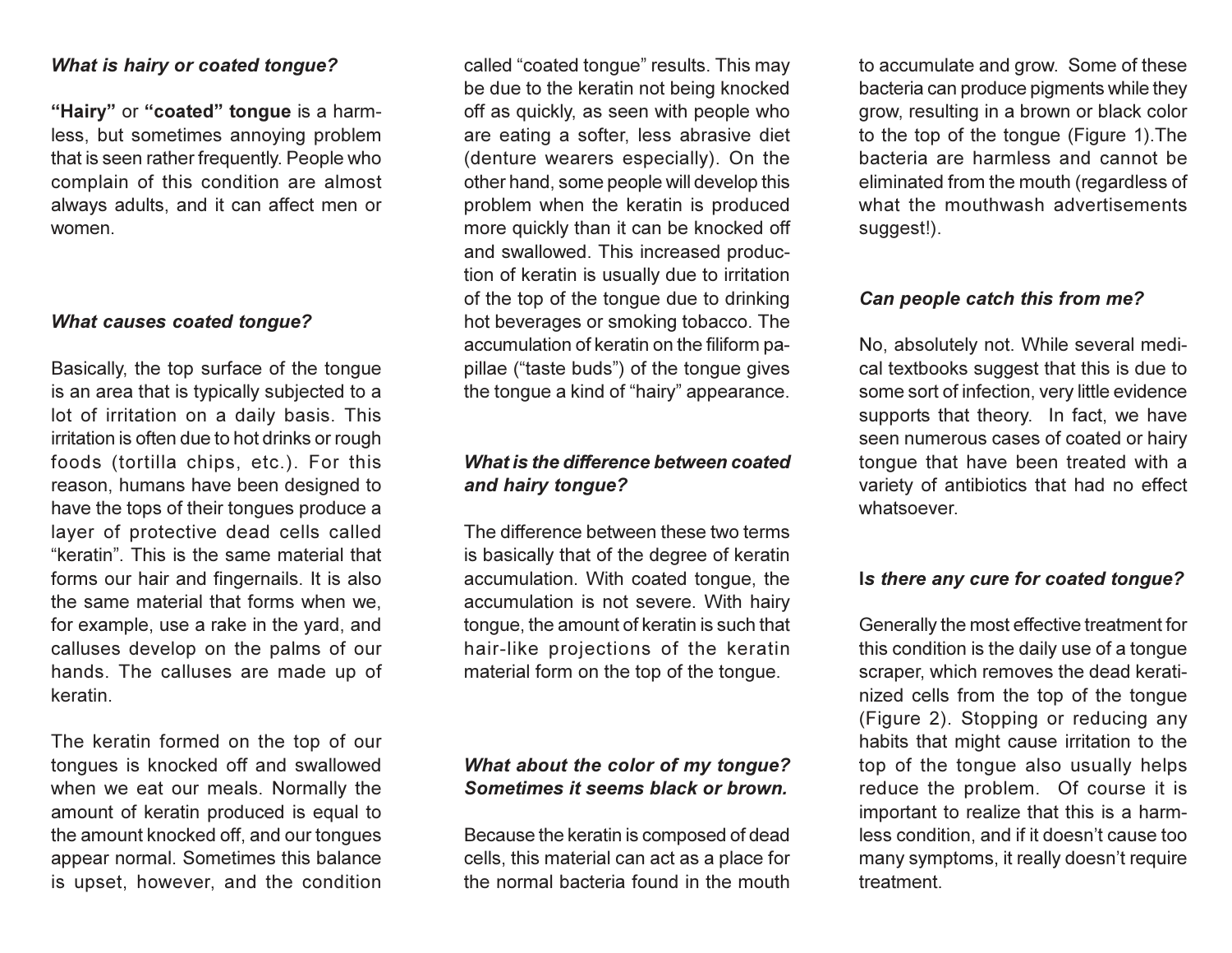***What is hairy or coated tongue?***

**"Hairy"** or **"coated" tongue** is a harmless, but sometimes annoying problem that is seen rather frequently. People who complain of this condition are almost always adults, and it can affect men or women.

***What causes coated tongue?***

Basically, the top surface of the tongue is an area that is typically subjected to a lot of irritation on a daily basis. This irritation is often due to hot drinks or rough foods (tortilla chips, etc.). For this reason, humans have been designed to have the tops of their tongues produce a layer of protective dead cells called "keratin". This is the same material that forms our hair and fingernails. It is also the same material that forms when we, for example, use a rake in the yard, and calluses develop on the palms of our hands. The calluses are made up of keratin.

The keratin formed on the top of our tongues is knocked off and swallowed when we eat our meals. Normally the amount of keratin produced is equal to the amount knocked off, and our tongues appear normal. Sometimes this balance is upset, however, and the condition called "coated tongue" results. This may be due to the keratin not being knocked off as quickly, as seen with people who are eating a softer, less abrasive diet (denture wearers especially). On the other hand, some people will develop this problem when the keratin is produced more quickly than it can be knocked off and swallowed. This increased production of keratin is usually due to irritation of the top of the tongue due to drinking hot beverages or smoking tobacco. The accumulation of keratin on the filiform papillae ("taste buds") of the tongue gives the tongue a kind of "hairy" appearance.

***What is the difference between coated and hairy tongue?***

The difference between these two terms is basically that of the degree of keratin accumulation. With coated tongue, the accumulation is not severe. With hairy tongue, the amount of keratin is such that hair-like projections of the keratin material form on the top of the tongue.

***What about the color of my tongue? Sometimes it seems black or brown.***

Because the keratin is composed of dead cells, this material can act as a place for the normal bacteria found in the mouth to accumulate and grow. Some of these bacteria can produce pigments while they grow, resulting in a brown or black color to the top of the tongue (Figure 1).The bacteria are harmless and cannot be eliminated from the mouth (regardless of what the mouthwash advertisements suggest!).

***Can people catch this from me?***

No, absolutely not. While several medical textbooks suggest that this is due to some sort of infection, very little evidence supports that theory. In fact, we have seen numerous cases of coated or hairy tongue that have been treated with a variety of antibiotics that had no effect whatsoever.

**I*s there any cure for coated tongue?***

Generally the most effective treatment for this condition is the daily use of a tongue scraper, which removes the dead keratinized cells from the top of the tongue (Figure 2). Stopping or reducing any habits that might cause irritation to the top of the tongue also usually helps reduce the problem. Of course it is important to realize that this is a harmless condition, and if it doesn't cause too many symptoms, it really doesn't require treatment.